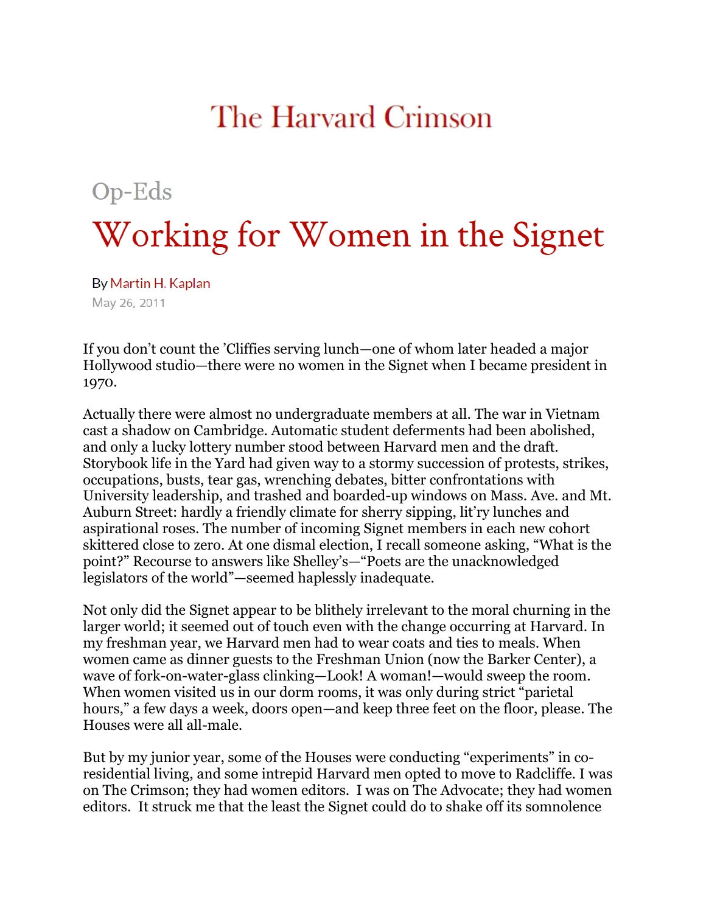# The Harvard Crimson

## Op-Eds

# Working for Women in the Signet

By Martin H. Kaplan

May 26, 2011

If you don't count the 'Cliffies serving lunch—one of whom later headed a major Hollywood studio—there were no women in the Signet when I became president in 1970.

Actually there were almost no undergraduate members at all. The war in Vietnam cast a shadow on Cambridge. Automatic student deferments had been abolished, and only a lucky lottery number stood between Harvard men and the draft. Storybook life in the Yard had given way to a stormy succession of protests, strikes, occupations, busts, tear gas, wrenching debates, bitter confrontations with University leadership, and trashed and boarded-up windows on Mass. Ave. and Mt. Auburn Street: hardly a friendly climate for sherry sipping, lit'ry lunches and aspirational roses. The number of incoming Signet members in each new cohort skittered close to zero. At one dismal election, I recall someone asking, "What is the point?" Recourse to answers like Shelley's—"Poets are the unacknowledged legislators of the world"—seemed haplessly inadequate.

Not only did the Signet appear to be blithely irrelevant to the moral churning in the larger world; it seemed out of touch even with the change occurring at Harvard. In my freshman year, we Harvard men had to wear coats and ties to meals. When women came as dinner guests to the Freshman Union (now the Barker Center), a wave of fork-on-water-glass clinking—Look! A woman!—would sweep the room. When women visited us in our dorm rooms, it was only during strict "parietal hours," a few days a week, doors open—and keep three feet on the floor, please. The Houses were all all-male.

But by my junior year, some of the Houses were conducting "experiments" in co-residential living, and some intrepid Harvard men opted to move to Radcliffe. I was on The Crimson; they had women editors. I was on The Advocate; they had women editors. It struck me that the least the Signet could do to shake off its somnolence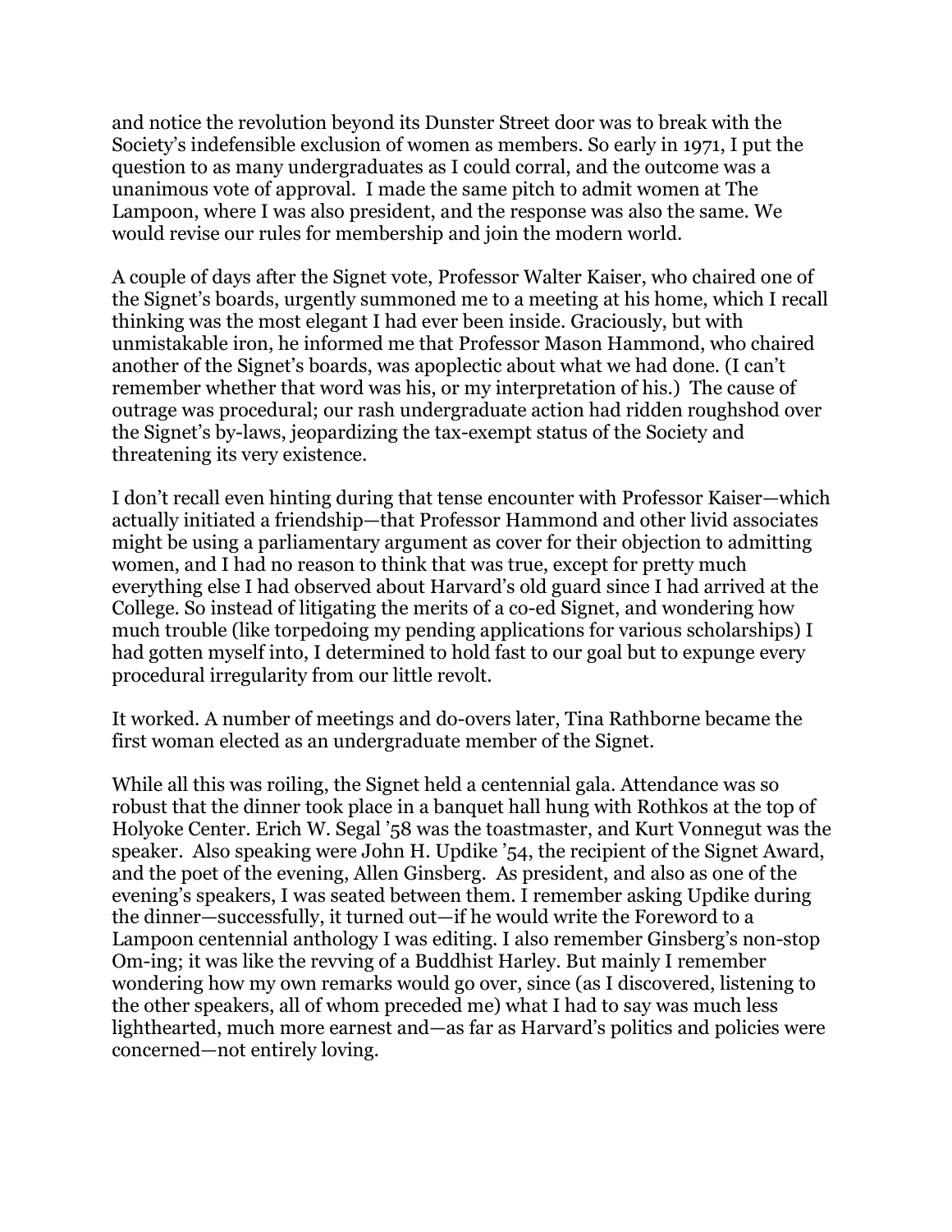and notice the revolution beyond its Dunster Street door was to break with the Society's indefensible exclusion of women as members. So early in 1971, I put the question to as many undergraduates as I could corral, and the outcome was a unanimous vote of approval. I made the same pitch to admit women at The Lampoon, where I was also president, and the response was also the same. We would revise our rules for membership and join the modern world.

A couple of days after the Signet vote, Professor Walter Kaiser, who chaired one of the Signet's boards, urgently summoned me to a meeting at his home, which I recall thinking was the most elegant I had ever been inside. Graciously, but with unmistakable iron, he informed me that Professor Mason Hammond, who chaired another of the Signet's boards, was apoplectic about what we had done. (I can't remember whether that word was his, or my interpretation of his.) The cause of outrage was procedural; our rash undergraduate action had ridden roughshod over the Signet's by-laws, jeopardizing the tax-exempt status of the Society and threatening its very existence.

I don't recall even hinting during that tense encounter with Professor Kaiser—which actually initiated a friendship—that Professor Hammond and other livid associates might be using a parliamentary argument as cover for their objection to admitting women, and I had no reason to think that was true, except for pretty much everything else I had observed about Harvard's old guard since I had arrived at the College. So instead of litigating the merits of a co-ed Signet, and wondering how much trouble (like torpedoing my pending applications for various scholarships) I had gotten myself into, I determined to hold fast to our goal but to expunge every procedural irregularity from our little revolt.

It worked. A number of meetings and do-overs later, Tina Rathborne became the first woman elected as an undergraduate member of the Signet.

While all this was roiling, the Signet held a centennial gala. Attendance was so robust that the dinner took place in a banquet hall hung with Rothkos at the top of Holyoke Center. Erich W. Segal '58 was the toastmaster, and Kurt Vonnegut was the speaker. Also speaking were John H. Updike '54, the recipient of the Signet Award, and the poet of the evening, Allen Ginsberg. As president, and also as one of the evening's speakers, I was seated between them. I remember asking Updike during the dinner—successfully, it turned out—if he would write the Foreword to a Lampoon centennial anthology I was editing. I also remember Ginsberg's non-stop Om-ing; it was like the revving of a Buddhist Harley. But mainly I remember wondering how my own remarks would go over, since (as I discovered, listening to the other speakers, all of whom preceded me) what I had to say was much less lighthearted, much more earnest and—as far as Harvard's politics and policies were concerned—not entirely loving.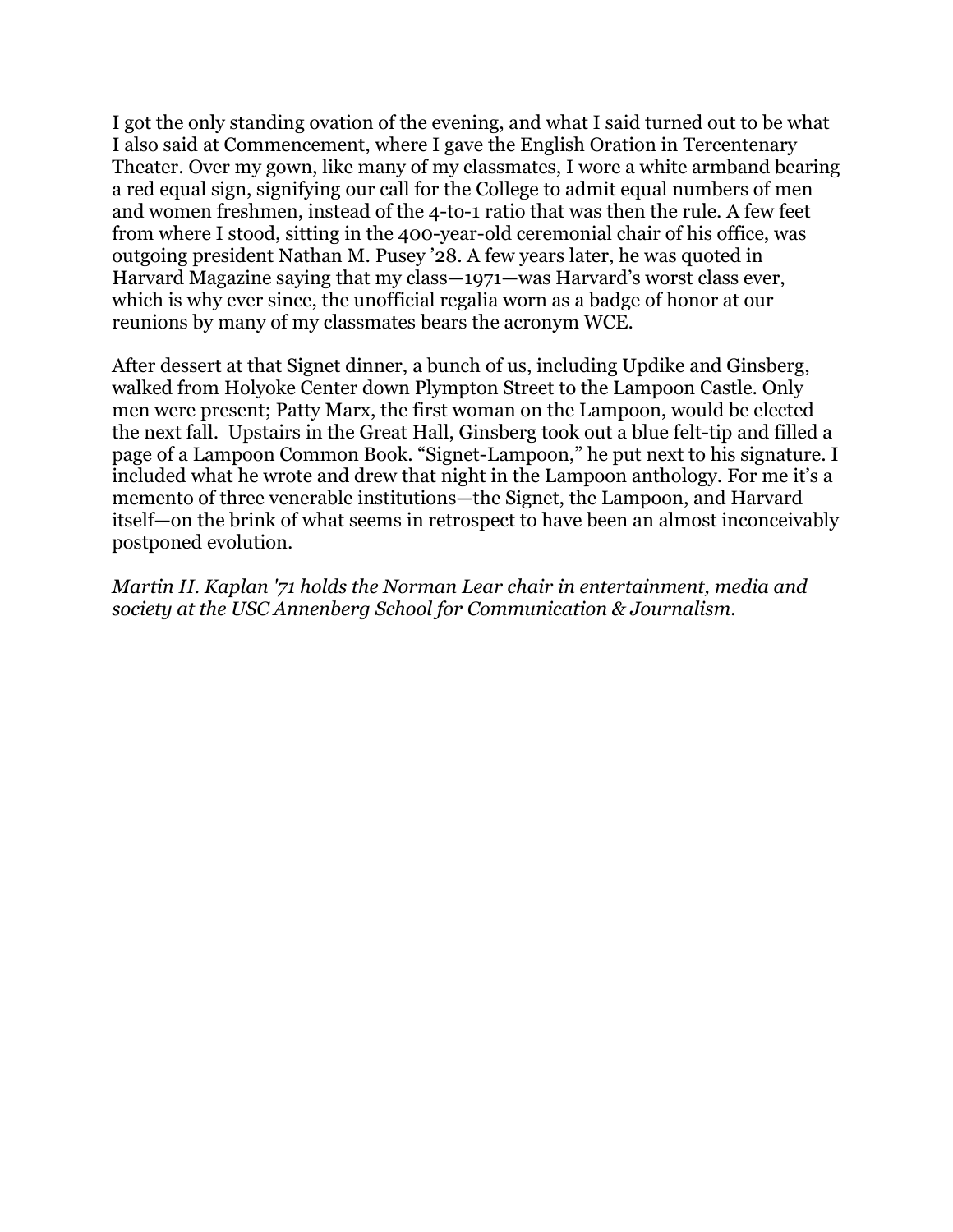I got the only standing ovation of the evening, and what I said turned out to be what I also said at Commencement, where I gave the English Oration in Tercentenary Theater. Over my gown, like many of my classmates, I wore a white armband bearing a red equal sign, signifying our call for the College to admit equal numbers of men and women freshmen, instead of the 4-to-1 ratio that was then the rule. A few feet from where I stood, sitting in the 400-year-old ceremonial chair of his office, was outgoing president Nathan M. Pusey '28. A few years later, he was quoted in Harvard Magazine saying that my class—1971—was Harvard's worst class ever, which is why ever since, the unofficial regalia worn as a badge of honor at our reunions by many of my classmates bears the acronym WCE.

After dessert at that Signet dinner, a bunch of us, including Updike and Ginsberg, walked from Holyoke Center down Plympton Street to the Lampoon Castle. Only men were present; Patty Marx, the first woman on the Lampoon, would be elected the next fall. Upstairs in the Great Hall, Ginsberg took out a blue felt-tip and filled a page of a Lampoon Common Book. "Signet-Lampoon," he put next to his signature. I included what he wrote and drew that night in the Lampoon anthology. For me it's a memento of three venerable institutions—the Signet, the Lampoon, and Harvard itself—on the brink of what seems in retrospect to have been an almost inconceivably postponed evolution.

*Martin H. Kaplan '71 holds the Norman Lear chair in entertainment, media and society at the USC Annenberg School for Communication & Journalism.*